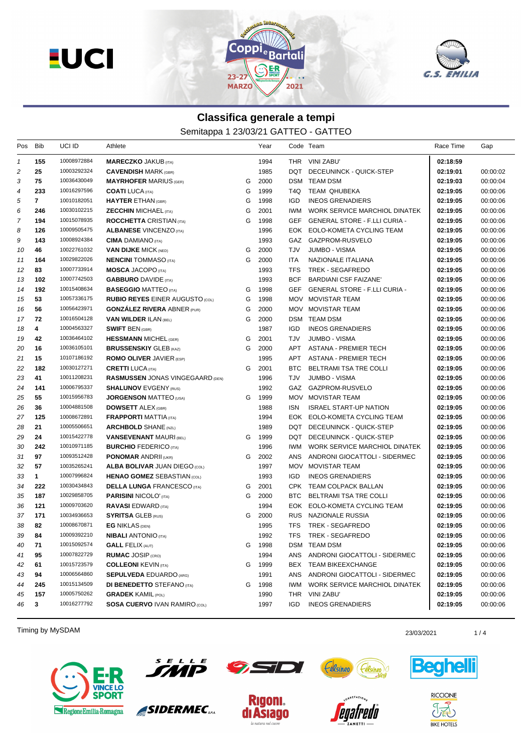# Classifica generale a tempi

## Semitappa 1 23/03/21 GATTEO - GATTEO

| Pos | Bib | UCI ID | Athlete | | Year | Code | Team | Race Time | Gap |
|---|---|---|---|---|---|---|---|---|---|
| 1 | 155 | 10008972884 | **MARECZKO** JAKUB (ITA) | | 1994 | THR | VINI ZABU' | **02:18:59** | |
| 2 | 25 | 10003292324 | **CAVENDISH** MARK (GBR) | | 1985 | DQT | DECEUNINCK - QUICK-STEP | **02:19:01** | 00:00:02 |
| 3 | 75 | 10036430049 | **MAYRHOFER** MARIUS (GER) | G | 2000 | DSM | TEAM DSM | **02:19:03** | 00:00:04 |
| 4 | 233 | 10016297596 | **COATI** LUCA (ITA) | G | 1999 | T4Q | TEAM QHUBEKA | **02:19:05** | 00:00:06 |
| 5 | 7 | 10010182051 | **HAYTER** ETHAN (GBR) | G | 1998 | IGD | INEOS GRENADIERS | **02:19:05** | 00:00:06 |
| 6 | 246 | 10030102215 | **ZECCHIN** MICHAEL (ITA) | G | 2001 | IWM | WORK SERVICE MARCHIOL DINATEK | **02:19:05** | 00:00:06 |
| 7 | 194 | 10015078935 | **ROCCHETTA** CRISTIAN (ITA) | G | 1998 | GEF | GENERAL STORE - F.LLI CURIA - | **02:19:05** | 00:00:06 |
| 8 | 126 | 10009505475 | **ALBANESE** VINCENZO (ITA) | | 1996 | EOK | EOLO-KOMETA CYCLING TEAM | **02:19:05** | 00:00:06 |
| 9 | 143 | 10008924384 | **CIMA** DAMIANO (ITA) | | 1993 | GAZ | GAZPROM-RUSVELO | **02:19:05** | 00:00:06 |
| 10 | 46 | 10022761032 | **VAN DIJKE** MICK (NED) | G | 2000 | TJV | JUMBO - VISMA | **02:19:05** | 00:00:06 |
| 11 | 164 | 10029822026 | **NENCINI** TOMMASO (ITA) | G | 2000 | ITA | NAZIONALE ITALIANA | **02:19:05** | 00:00:06 |
| 12 | 83 | 10007733914 | **MOSCA** JACOPO (ITA) | | 1993 | TFS | TREK - SEGAFREDO | **02:19:05** | 00:00:06 |
| 13 | 102 | 10007742503 | **GABBURO** DAVIDE (ITA) | | 1993 | BCF | BARDIANI CSF FAIZANE' | **02:19:05** | 00:00:06 |
| 14 | 192 | 10015408634 | **BASEGGIO** MATTEO (ITA) | G | 1998 | GEF | GENERAL STORE - F.LLI CURIA - | **02:19:05** | 00:00:06 |
| 15 | 53 | 10057336175 | **RUBIO REYES** EINER AUGUSTO (COL) | G | 1998 | MOV | MOVISTAR TEAM | **02:19:05** | 00:00:06 |
| 16 | 56 | 10056423971 | **GONZÁLEZ RIVERA** ABNER (PUR) | G | 2000 | MOV | MOVISTAR TEAM | **02:19:05** | 00:00:06 |
| 17 | 72 | 10016504128 | **VAN WILDER** ILAN (BEL) | G | 2000 | DSM | TEAM DSM | **02:19:05** | 00:00:06 |
| 18 | 4 | 10004563327 | **SWIFT** BEN (GBR) | | 1987 | IGD | INEOS GRENADIERS | **02:19:05** | 00:00:06 |
| 19 | 42 | 10036464102 | **HESSMANN** MICHEL (GER) | G | 2001 | TJV | JUMBO - VISMA | **02:19:05** | 00:00:06 |
| 20 | 16 | 10036105101 | **BRUSSENSKIY** GLEB (KAZ) | G | 2000 | APT | ASTANA - PREMIER TECH | **02:19:05** | 00:00:06 |
| 21 | 15 | 10107186192 | **ROMO OLIVER** JAVIER (ESP) | | 1995 | APT | ASTANA - PREMIER TECH | **02:19:05** | 00:00:06 |
| 22 | 182 | 10030127271 | **CRETTI** LUCA (ITA) | G | 2001 | BTC | BELTRAMI TSA TRE COLLI | **02:19:05** | 00:00:06 |
| 23 | 41 | 10011208231 | **RASMUSSEN** JONAS VINGEGAARD (DEN) | | 1996 | TJV | JUMBO - VISMA | **02:19:05** | 00:00:06 |
| 24 | 141 | 10006795337 | **SHALUNOV** EVGENY (RUS) | | 1992 | GAZ | GAZPROM-RUSVELO | **02:19:05** | 00:00:06 |
| 25 | 55 | 10015956783 | **JORGENSON** MATTEO (USA) | G | 1999 | MOV | MOVISTAR TEAM | **02:19:05** | 00:00:06 |
| 26 | 36 | 10004881508 | **DOWSETT** ALEX (GBR) | | 1988 | ISN | ISRAEL START-UP NATION | **02:19:05** | 00:00:06 |
| 27 | 125 | 10008672891 | **FRAPPORTI** MATTIA (ITA) | | 1994 | EOK | EOLO-KOMETA CYCLING TEAM | **02:19:05** | 00:00:06 |
| 28 | 21 | 10005506651 | **ARCHBOLD** SHANE (NZL) | | 1989 | DQT | DECEUNINCK - QUICK-STEP | **02:19:05** | 00:00:06 |
| 29 | 24 | 10015422778 | **VANSEVENANT** MAURI (BEL) | G | 1999 | DQT | DECEUNINCK - QUICK-STEP | **02:19:05** | 00:00:06 |
| 30 | 242 | 10010971185 | **BURCHIO** FEDERICO (ITA) | | 1996 | IWM | WORK SERVICE MARCHIOL DINATEK | **02:19:05** | 00:00:06 |
| 31 | 97 | 10093512428 | **PONOMAR** ANDRII (UKR) | G | 2002 | ANS | ANDRONI GIOCATTOLI - SIDERMEC | **02:19:05** | 00:00:06 |
| 32 | 57 | 10035265241 | **ALBA BOLIVAR** JUAN DIEGO (COL) | | 1997 | MOV | MOVISTAR TEAM | **02:19:05** | 00:00:06 |
| 33 | 1 | 10007996824 | **HENAO GOMEZ** SEBASTIAN (COL) | | 1993 | IGD | INEOS GRENADIERS | **02:19:05** | 00:00:06 |
| 34 | 222 | 10030434843 | **DELLA LUNGA** FRANCESCO (ITA) | G | 2001 | CPK | TEAM COLPACK BALLAN | **02:19:05** | 00:00:06 |
| 35 | 187 | 10029858705 | **PARISINI** NICOLO' (ITA) | G | 2000 | BTC | BELTRAMI TSA TRE COLLI | **02:19:05** | 00:00:06 |
| 36 | 121 | 10009703620 | **RAVASI** EDWARD (ITA) | | 1994 | EOK | EOLO-KOMETA CYCLING TEAM | **02:19:05** | 00:00:06 |
| 37 | 171 | 10034936653 | **SYRITSA** GLEB (RUS) | G | 2000 | RUS | NAZIONALE RUSSIA | **02:19:05** | 00:00:06 |
| 38 | 82 | 10008670871 | **EG** NIKLAS (DEN) | | 1995 | TFS | TREK - SEGAFREDO | **02:19:05** | 00:00:06 |
| 39 | 84 | 10009392210 | **NIBALI** ANTONIO (ITA) | | 1992 | TFS | TREK - SEGAFREDO | **02:19:05** | 00:00:06 |
| 40 | 71 | 10015092574 | **GALL** FELIX (AUT) | G | 1998 | DSM | TEAM DSM | **02:19:05** | 00:00:06 |
| 41 | 95 | 10007822729 | **RUMAC** JOSIP (CRO) | | 1994 | ANS | ANDRONI GIOCATTOLI - SIDERMEC | **02:19:05** | 00:00:06 |
| 42 | 61 | 10015723579 | **COLLEONI** KEVIN (ITA) | G | 1999 | BEX | TEAM BIKEEXCHANGE | **02:19:05** | 00:00:06 |
| 43 | 94 | 10006564860 | **SEPULVEDA** EDUARDO (ARG) | | 1991 | ANS | ANDRONI GIOCATTOLI - SIDERMEC | **02:19:05** | 00:00:06 |
| 44 | 245 | 10015134509 | **DI BENEDETTO** STEFANO (ITA) | G | 1998 | IWM | WORK SERVICE MARCHIOL DINATEK | **02:19:05** | 00:00:06 |
| 45 | 157 | 10005750262 | **GRADEK** KAMIL (POL) | | 1990 | THR | VINI ZABU' | **02:19:05** | 00:00:06 |
| 46 | 3 | 10016277792 | **SOSA CUERVO** IVAN RAMIRO (COL) | | 1997 | IGD | INEOS GRENADIERS | **02:19:05** | 00:00:06 |

Timing by MySDAM

23/03/2021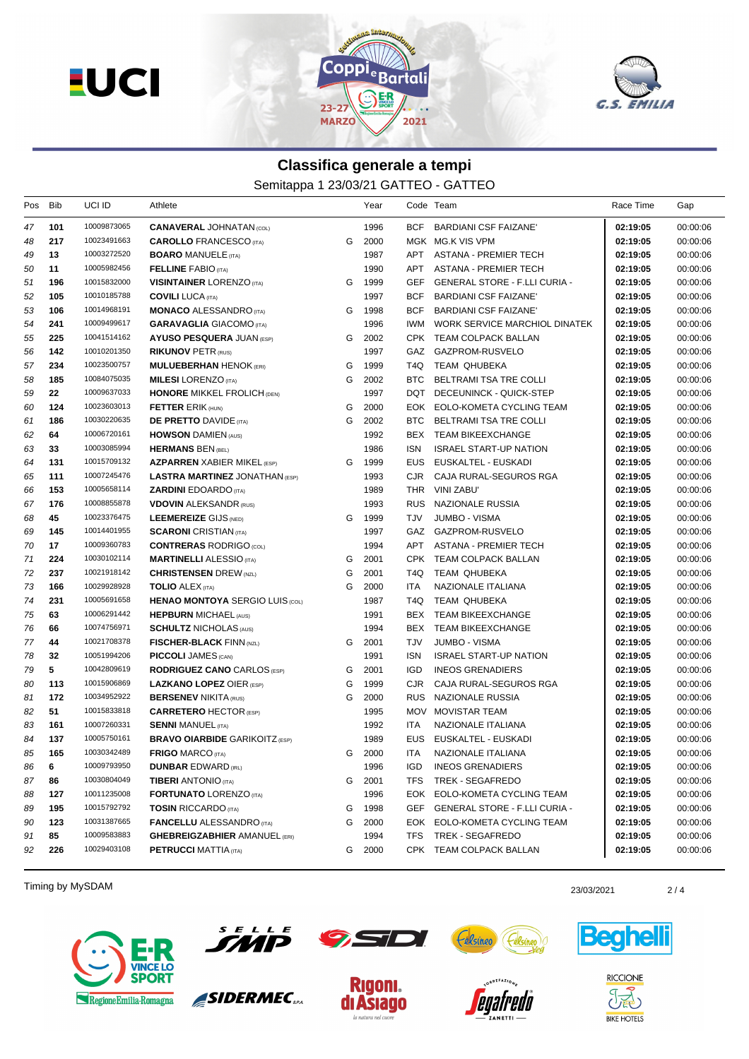## Classifica generale a tempi

Semitappa 1 23/03/21 GATTEO - GATTEO

| Pos | Bib | UCI ID | Athlete | | Year | Code | Team | Race Time | Gap |
|---|---|---|---|---|---|---|---|---|---|
| 47 | 101 | 10009873065 | **CANAVERAL** JOHNATAN (COL) | | 1996 | BCF | BARDIANI CSF FAIZANE' | **02:19:05** | 00:00:06 |
| 48 | 217 | 10023491663 | **CAROLLO** FRANCESCO (ITA) | G | 2000 | MGK | MG.K VIS VPM | **02:19:05** | 00:00:06 |
| 49 | 13 | 10003272520 | **BOARO** MANUELE (ITA) | | 1987 | APT | ASTANA - PREMIER TECH | **02:19:05** | 00:00:06 |
| 50 | 11 | 10005982456 | **FELLINE** FABIO (ITA) | | 1990 | APT | ASTANA - PREMIER TECH | **02:19:05** | 00:00:06 |
| 51 | 196 | 10015832000 | **VISINTAINER** LORENZO (ITA) | G | 1999 | GEF | GENERAL STORE - F.LLI CURIA - | **02:19:05** | 00:00:06 |
| 52 | 105 | 10010185788 | **COVILI** LUCA (ITA) | | 1997 | BCF | BARDIANI CSF FAIZANE' | **02:19:05** | 00:00:06 |
| 53 | 106 | 10014968191 | **MONACO** ALESSANDRO (ITA) | G | 1998 | BCF | BARDIANI CSF FAIZANE' | **02:19:05** | 00:00:06 |
| 54 | 241 | 10009499617 | **GARAVAGLIA** GIACOMO (ITA) | | 1996 | IWM | WORK SERVICE MARCHIOL DINATEK | **02:19:05** | 00:00:06 |
| 55 | 225 | 10041514162 | **AYUSO PESQUERA** JUAN (ESP) | G | 2002 | CPK | TEAM COLPACK BALLAN | **02:19:05** | 00:00:06 |
| 56 | 142 | 10010201350 | **RIKUNOV** PETR (RUS) | | 1997 | GAZ | GAZPROM-RUSVELO | **02:19:05** | 00:00:06 |
| 57 | 234 | 10023500757 | **MULUEBERHAN** HENOK (ERI) | G | 1999 | T4Q | TEAM QHUBEKA | **02:19:05** | 00:00:06 |
| 58 | 185 | 10084075035 | **MILESI** LORENZO (ITA) | G | 2002 | BTC | BELTRAMI TSA TRE COLLI | **02:19:05** | 00:00:06 |
| 59 | 22 | 10009637033 | **HONORE** MIKKEL FROLICH (DEN) | | 1997 | DQT | DECEUNINCK - QUICK-STEP | **02:19:05** | 00:00:06 |
| 60 | 124 | 10023603013 | **FETTER** ERIK (HUN) | G | 2000 | EOK | EOLO-KOMETA CYCLING TEAM | **02:19:05** | 00:00:06 |
| 61 | 186 | 10030220635 | **DE PRETTO** DAVIDE (ITA) | G | 2002 | BTC | BELTRAMI TSA TRE COLLI | **02:19:05** | 00:00:06 |
| 62 | 64 | 10006720161 | **HOWSON** DAMIEN (AUS) | | 1992 | BEX | TEAM BIKEEXCHANGE | **02:19:05** | 00:00:06 |
| 63 | 33 | 10003085994 | **HERMANS** BEN (BEL) | | 1986 | ISN | ISRAEL START-UP NATION | **02:19:05** | 00:00:06 |
| 64 | 131 | 10015709132 | **AZPARREN** XABIER MIKEL (ESP) | G | 1999 | EUS | EUSKALTEL - EUSKADI | **02:19:05** | 00:00:06 |
| 65 | 111 | 10007245476 | **LASTRA MARTINEZ** JONATHAN (ESP) | | 1993 | CJR | CAJA RURAL-SEGUROS RGA | **02:19:05** | 00:00:06 |
| 66 | 153 | 10005658114 | **ZARDINI** EDOARDO (ITA) | | 1989 | THR | VINI ZABU' | **02:19:05** | 00:00:06 |
| 67 | 176 | 10008855878 | **VDOVIN** ALEKSANDR (RUS) | | 1993 | RUS | NAZIONALE RUSSIA | **02:19:05** | 00:00:06 |
| 68 | 45 | 10023376475 | **LEEMEREIZE** GIJS (NED) | G | 1999 | TJV | JUMBO - VISMA | **02:19:05** | 00:00:06 |
| 69 | 145 | 10014401955 | **SCARONI** CRISTIAN (ITA) | | 1997 | GAZ | GAZPROM-RUSVELO | **02:19:05** | 00:00:06 |
| 70 | 17 | 10009360783 | **CONTRERAS** RODRIGO (COL) | | 1994 | APT | ASTANA - PREMIER TECH | **02:19:05** | 00:00:06 |
| 71 | 224 | 10030102114 | **MARTINELLI** ALESSIO (ITA) | G | 2001 | CPK | TEAM COLPACK BALLAN | **02:19:05** | 00:00:06 |
| 72 | 237 | 10021918142 | **CHRISTENSEN** DREW (NZL) | G | 2001 | T4Q | TEAM QHUBEKA | **02:19:05** | 00:00:06 |
| 73 | 166 | 10029928928 | **TOLIO** ALEX (ITA) | G | 2000 | ITA | NAZIONALE ITALIANA | **02:19:05** | 00:00:06 |
| 74 | 231 | 10005691658 | **HENAO MONTOYA** SERGIO LUIS (COL) | | 1987 | T4Q | TEAM QHUBEKA | **02:19:05** | 00:00:06 |
| 75 | 63 | 10006291442 | **HEPBURN** MICHAEL (AUS) | | 1991 | BEX | TEAM BIKEEXCHANGE | **02:19:05** | 00:00:06 |
| 76 | 66 | 10074756971 | **SCHULTZ** NICHOLAS (AUS) | | 1994 | BEX | TEAM BIKEEXCHANGE | **02:19:05** | 00:00:06 |
| 77 | 44 | 10021708378 | **FISCHER-BLACK** FINN (NZL) | G | 2001 | TJV | JUMBO - VISMA | **02:19:05** | 00:00:06 |
| 78 | 32 | 10051994206 | **PICCOLI** JAMES (CAN) | | 1991 | ISN | ISRAEL START-UP NATION | **02:19:05** | 00:00:06 |
| 79 | 5 | 10042809619 | **RODRIGUEZ CANO** CARLOS (ESP) | G | 2001 | IGD | INEOS GRENADIERS | **02:19:05** | 00:00:06 |
| 80 | 113 | 10015906869 | **LAZKANO LOPEZ** OIER (ESP) | G | 1999 | CJR | CAJA RURAL-SEGUROS RGA | **02:19:05** | 00:00:06 |
| 81 | 172 | 10034952922 | **BERSENEV** NIKITA (RUS) | G | 2000 | RUS | NAZIONALE RUSSIA | **02:19:05** | 00:00:06 |
| 82 | 51 | 10015833818 | **CARRETERO** HECTOR (ESP) | | 1995 | MOV | MOVISTAR TEAM | **02:19:05** | 00:00:06 |
| 83 | 161 | 10007260331 | **SENNI** MANUEL (ITA) | | 1992 | ITA | NAZIONALE ITALIANA | **02:19:05** | 00:00:06 |
| 84 | 137 | 10005750161 | **BRAVO OIARBIDE** GARIKOITZ (ESP) | | 1989 | EUS | EUSKALTEL - EUSKADI | **02:19:05** | 00:00:06 |
| 85 | 165 | 10030342489 | **FRIGO** MARCO (ITA) | G | 2000 | ITA | NAZIONALE ITALIANA | **02:19:05** | 00:00:06 |
| 86 | 6 | 10009793950 | **DUNBAR** EDWARD (IRL) | | 1996 | IGD | INEOS GRENADIERS | **02:19:05** | 00:00:06 |
| 87 | 86 | 10030804049 | **TIBERI** ANTONIO (ITA) | G | 2001 | TFS | TREK - SEGAFREDO | **02:19:05** | 00:00:06 |
| 88 | 127 | 10011235008 | **FORTUNATO** LORENZO (ITA) | | 1996 | EOK | EOLO-KOMETA CYCLING TEAM | **02:19:05** | 00:00:06 |
| 89 | 195 | 10015792792 | **TOSIN** RICCARDO (ITA) | G | 1998 | GEF | GENERAL STORE - F.LLI CURIA - | **02:19:05** | 00:00:06 |
| 90 | 123 | 10031387665 | **FANCELLU** ALESSANDRO (ITA) | G | 2000 | EOK | EOLO-KOMETA CYCLING TEAM | **02:19:05** | 00:00:06 |
| 91 | 85 | 10009583883 | **GHEBREIGZABHIER** AMANUEL (ERI) | | 1994 | TFS | TREK - SEGAFREDO | **02:19:05** | 00:00:06 |
| 92 | 226 | 10029403108 | **PETRUCCI** MATTIA (ITA) | G | 2000 | CPK | TEAM COLPACK BALLAN | **02:19:05** | 00:00:06 |

Timing by MySDAM 23/03/2021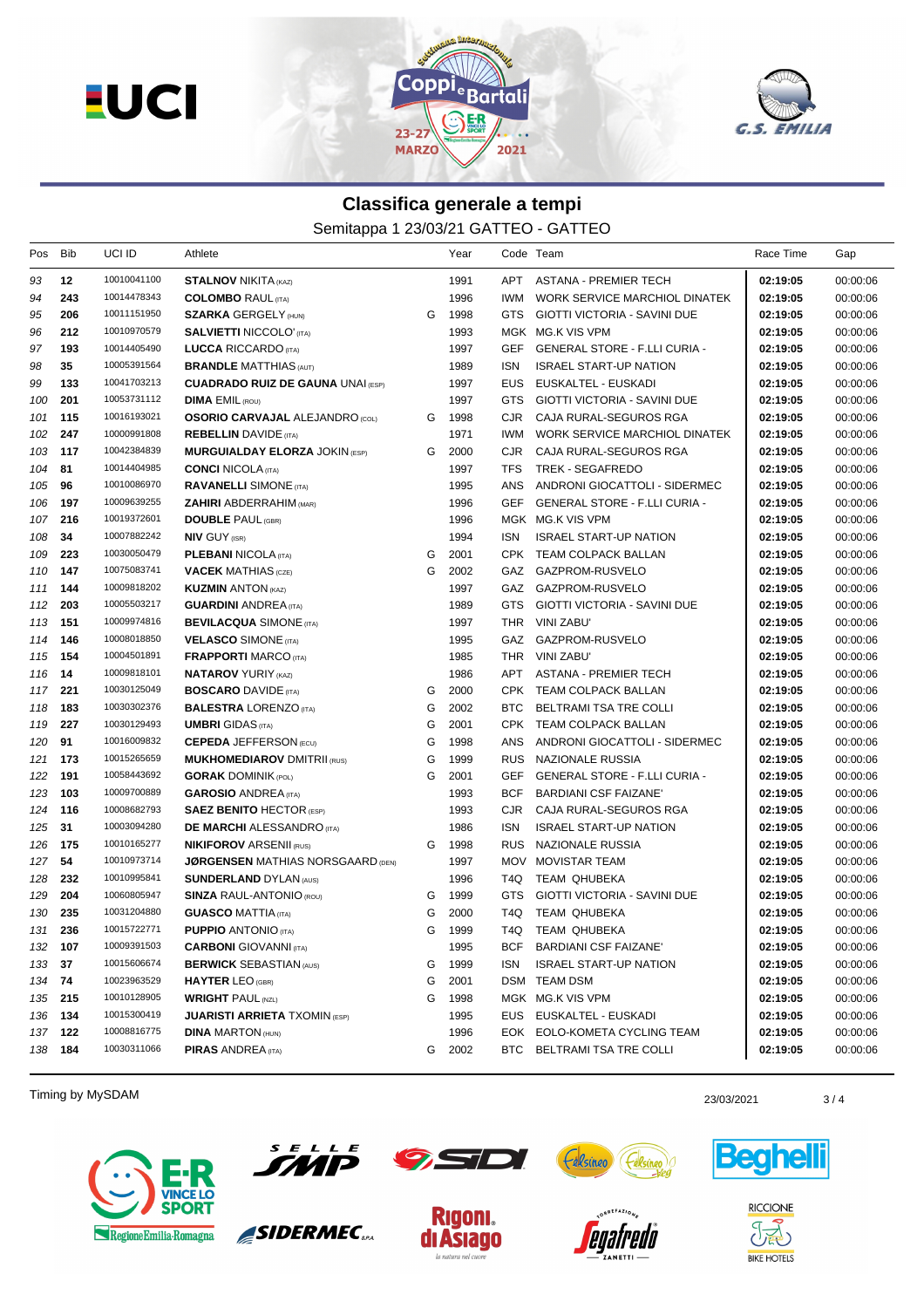# Classifica generale a tempi

Semitappa 1 23/03/21 GATTEO - GATTEO

| Pos | Bib | UCI ID | Athlete | | Year | Code | Team | Race Time | Gap |
|---|---|---|---|---|---|---|---|---|---|
| 93 | 12 | 10010041100 | **STALNOV** NIKITA (KAZ) | | 1991 | APT | ASTANA - PREMIER TECH | **02:19:05** | 00:00:06 |
| 94 | 243 | 10014478343 | **COLOMBO** RAUL (ITA) | | 1996 | IWM | WORK SERVICE MARCHIOL DINATEK | **02:19:05** | 00:00:06 |
| 95 | 206 | 10011151950 | **SZARKA** GERGELY (HUN) | G | 1998 | GTS | GIOTTI VICTORIA - SAVINI DUE | **02:19:05** | 00:00:06 |
| 96 | 212 | 10010970579 | **SALVIETTI** NICCOLO' (ITA) | | 1993 | MGK | MG.K VIS VPM | **02:19:05** | 00:00:06 |
| 97 | 193 | 10014405490 | **LUCCA** RICCARDO (ITA) | | 1997 | GEF | GENERAL STORE - F.LLI CURIA - | **02:19:05** | 00:00:06 |
| 98 | 35 | 10005391564 | **BRANDLE** MATTHIAS (AUT) | | 1989 | ISN | ISRAEL START-UP NATION | **02:19:05** | 00:00:06 |
| 99 | 133 | 10041703213 | **CUADRADO RUIZ DE GAUNA** UNAI (ESP) | | 1997 | EUS | EUSKALTEL - EUSKADI | **02:19:05** | 00:00:06 |
| 100 | 201 | 10053731112 | **DIMA** EMIL (ROU) | | 1997 | GTS | GIOTTI VICTORIA - SAVINI DUE | **02:19:05** | 00:00:06 |
| 101 | 115 | 10016193021 | **OSORIO CARVAJAL** ALEJANDRO (COL) | G | 1998 | CJR | CAJA RURAL-SEGUROS RGA | **02:19:05** | 00:00:06 |
| 102 | 247 | 10000991808 | **REBELLIN** DAVIDE (ITA) | | 1971 | IWM | WORK SERVICE MARCHIOL DINATEK | **02:19:05** | 00:00:06 |
| 103 | 117 | 10042384839 | **MURGUIALDAY ELORZA** JOKIN (ESP) | G | 2000 | CJR | CAJA RURAL-SEGUROS RGA | **02:19:05** | 00:00:06 |
| 104 | 81 | 10014404985 | **CONCI** NICOLA (ITA) | | 1997 | TFS | TREK - SEGAFREDO | **02:19:05** | 00:00:06 |
| 105 | 96 | 10010086970 | **RAVANELLI** SIMONE (ITA) | | 1995 | ANS | ANDRONI GIOCATTOLI - SIDERMEC | **02:19:05** | 00:00:06 |
| 106 | 197 | 10009639255 | **ZAHIRI** ABDERRAHIM (MAR) | | 1996 | GEF | GENERAL STORE - F.LLI CURIA - | **02:19:05** | 00:00:06 |
| 107 | 216 | 10019372601 | **DOUBLE** PAUL (GBR) | | 1996 | MGK | MG.K VIS VPM | **02:19:05** | 00:00:06 |
| 108 | 34 | 10007882242 | **NIV** GUY (ISR) | | 1994 | ISN | ISRAEL START-UP NATION | **02:19:05** | 00:00:06 |
| 109 | 223 | 10030050479 | **PLEBANI** NICOLA (ITA) | G | 2001 | CPK | TEAM COLPACK BALLAN | **02:19:05** | 00:00:06 |
| 110 | 147 | 10075083741 | **VACEK** MATHIAS (CZE) | G | 2002 | GAZ | GAZPROM-RUSVELO | **02:19:05** | 00:00:06 |
| 111 | 144 | 10009818202 | **KUZMIN** ANTON (KAZ) | | 1997 | GAZ | GAZPROM-RUSVELO | **02:19:05** | 00:00:06 |
| 112 | 203 | 10005503217 | **GUARDINI** ANDREA (ITA) | | 1989 | GTS | GIOTTI VICTORIA - SAVINI DUE | **02:19:05** | 00:00:06 |
| 113 | 151 | 10009974816 | **BEVILACQUA** SIMONE (ITA) | | 1997 | THR | VINI ZABU' | **02:19:05** | 00:00:06 |
| 114 | 146 | 10008018850 | **VELASCO** SIMONE (ITA) | | 1995 | GAZ | GAZPROM-RUSVELO | **02:19:05** | 00:00:06 |
| 115 | 154 | 10004501891 | **FRAPPORTI** MARCO (ITA) | | 1985 | THR | VINI ZABU' | **02:19:05** | 00:00:06 |
| 116 | 14 | 10009818101 | **NATAROV** YURIY (KAZ) | | 1986 | APT | ASTANA - PREMIER TECH | **02:19:05** | 00:00:06 |
| 117 | 221 | 10030125049 | **BOSCARO** DAVIDE (ITA) | G | 2000 | CPK | TEAM COLPACK BALLAN | **02:19:05** | 00:00:06 |
| 118 | 183 | 10030302376 | **BALESTRA** LORENZO (ITA) | G | 2002 | BTC | BELTRAMI TSA TRE COLLI | **02:19:05** | 00:00:06 |
| 119 | 227 | 10030129493 | **UMBRI** GIDAS (ITA) | G | 2001 | CPK | TEAM COLPACK BALLAN | **02:19:05** | 00:00:06 |
| 120 | 91 | 10016009832 | **CEPEDA** JEFFERSON (ECU) | G | 1998 | ANS | ANDRONI GIOCATTOLI - SIDERMEC | **02:19:05** | 00:00:06 |
| 121 | 173 | 10015265659 | **MUKHOMEDIAROV** DMITRII (RUS) | G | 1999 | RUS | NAZIONALE RUSSIA | **02:19:05** | 00:00:06 |
| 122 | 191 | 10058443692 | **GORAK** DOMINIK (POL) | G | 2001 | GEF | GENERAL STORE - F.LLI CURIA - | **02:19:05** | 00:00:06 |
| 123 | 103 | 10009700889 | **GAROSIO** ANDREA (ITA) | | 1993 | BCF | BARDIANI CSF FAIZANE' | **02:19:05** | 00:00:06 |
| 124 | 116 | 10008682793 | **SAEZ BENITO** HECTOR (ESP) | | 1993 | CJR | CAJA RURAL-SEGUROS RGA | **02:19:05** | 00:00:06 |
| 125 | 31 | 10003094280 | **DE MARCHI** ALESSANDRO (ITA) | | 1986 | ISN | ISRAEL START-UP NATION | **02:19:05** | 00:00:06 |
| 126 | 175 | 10010165277 | **NIKIFOROV** ARSENII (RUS) | G | 1998 | RUS | NAZIONALE RUSSIA | **02:19:05** | 00:00:06 |
| 127 | 54 | 10010973714 | **JØRGENSEN** MATHIAS NORSGAARD (DEN) | | 1997 | MOV | MOVISTAR TEAM | **02:19:05** | 00:00:06 |
| 128 | 232 | 10010995841 | **SUNDERLAND** DYLAN (AUS) | | 1996 | T4Q | TEAM QHUBEKA | **02:19:05** | 00:00:06 |
| 129 | 204 | 10060805947 | **SINZA** RAUL-ANTONIO (ROU) | G | 1999 | GTS | GIOTTI VICTORIA - SAVINI DUE | **02:19:05** | 00:00:06 |
| 130 | 235 | 10031204880 | **GUASCO** MATTIA (ITA) | G | 2000 | T4Q | TEAM QHUBEKA | **02:19:05** | 00:00:06 |
| 131 | 236 | 10015722771 | **PUPPIO** ANTONIO (ITA) | G | 1999 | T4Q | TEAM QHUBEKA | **02:19:05** | 00:00:06 |
| 132 | 107 | 10009391503 | **CARBONI** GIOVANNI (ITA) | | 1995 | BCF | BARDIANI CSF FAIZANE' | **02:19:05** | 00:00:06 |
| 133 | 37 | 10015606674 | **BERWICK** SEBASTIAN (AUS) | G | 1999 | ISN | ISRAEL START-UP NATION | **02:19:05** | 00:00:06 |
| 134 | 74 | 10023963529 | **HAYTER** LEO (GBR) | G | 2001 | DSM | TEAM DSM | **02:19:05** | 00:00:06 |
| 135 | 215 | 10010128905 | **WRIGHT** PAUL (NZL) | G | 1998 | MGK | MG.K VIS VPM | **02:19:05** | 00:00:06 |
| 136 | 134 | 10015300419 | **JUARISTI ARRIETA** TXOMIN (ESP) | | 1995 | EUS | EUSKALTEL - EUSKADI | **02:19:05** | 00:00:06 |
| 137 | 122 | 10008816775 | **DINA** MARTON (HUN) | | 1996 | EOK | EOLO-KOMETA CYCLING TEAM | **02:19:05** | 00:00:06 |
| 138 | 184 | 10030311066 | **PIRAS** ANDREA (ITA) | G | 2002 | BTC | BELTRAMI TSA TRE COLLI | **02:19:05** | 00:00:06 |

Timing by MySDAM

23/03/2021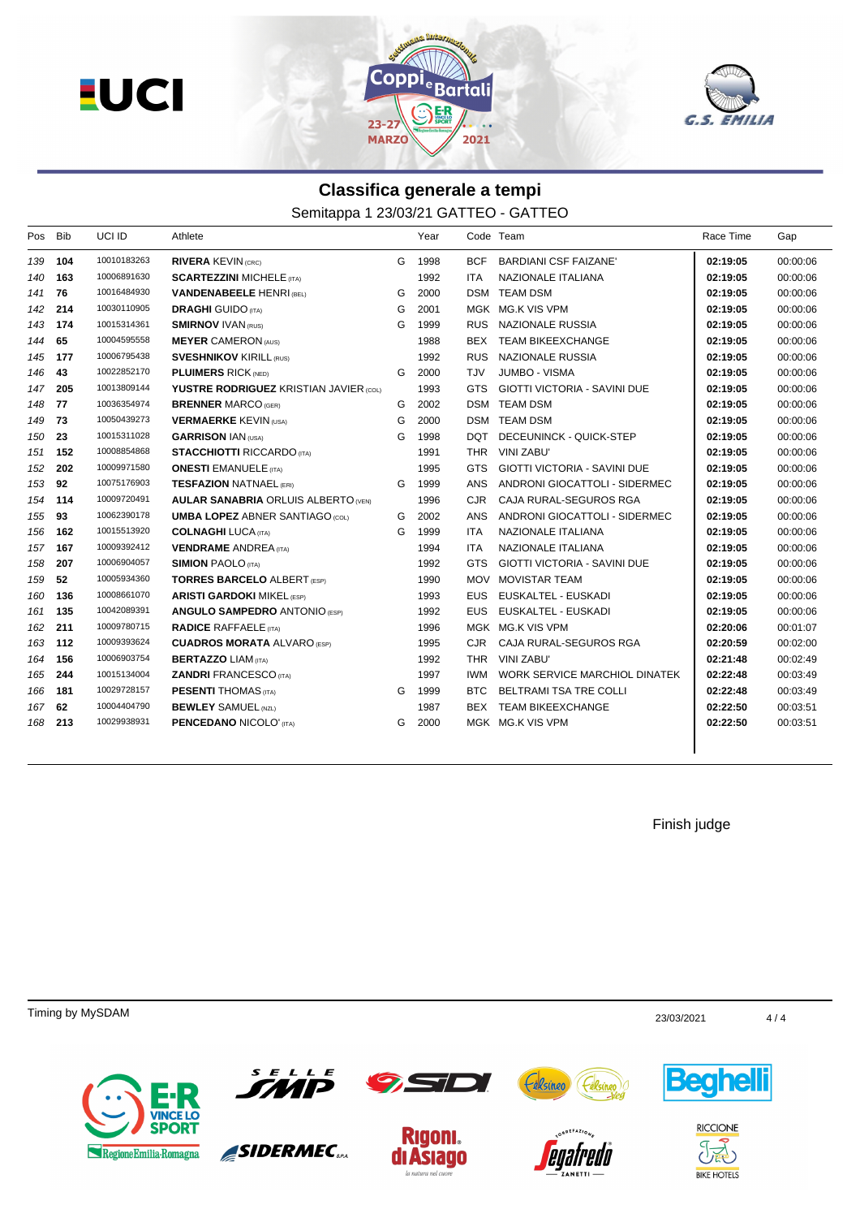## Classifica generale a tempi

Semitappa 1 23/03/21 GATTEO - GATTEO

| Pos | Bib | UCI ID | Athlete | | Year | Code | Team | Race Time | Gap |
|---|---|---|---|---|---|---|---|---|---|
| 139 | 104 | 10010183263 | **RIVERA** KEVIN (CRC) | G | 1998 | BCF | BARDIANI CSF FAIZANE' | 02:19:05 | 00:00:06 |
| 140 | 163 | 10006891630 | **SCARTEZZINI** MICHELE (ITA) | | 1992 | ITA | NAZIONALE ITALIANA | 02:19:05 | 00:00:06 |
| 141 | 76 | 10016484930 | **VANDENABEELE** HENRI (BEL) | G | 2000 | DSM | TEAM DSM | 02:19:05 | 00:00:06 |
| 142 | 214 | 10030110905 | **DRAGHI** GUIDO (ITA) | G | 2001 | MGK | MG.K VIS VPM | 02:19:05 | 00:00:06 |
| 143 | 174 | 10015314361 | **SMIRNOV** IVAN (RUS) | G | 1999 | RUS | NAZIONALE RUSSIA | 02:19:05 | 00:00:06 |
| 144 | 65 | 10004595558 | **MEYER** CAMERON (AUS) | | 1988 | BEX | TEAM BIKEEXCHANGE | 02:19:05 | 00:00:06 |
| 145 | 177 | 10006795438 | **SVESHNIKOV** KIRILL (RUS) | | 1992 | RUS | NAZIONALE RUSSIA | 02:19:05 | 00:00:06 |
| 146 | 43 | 10022852170 | **PLUIMERS** RICK (NED) | G | 2000 | TJV | JUMBO - VISMA | 02:19:05 | 00:00:06 |
| 147 | 205 | 10013809144 | **YUSTRE RODRIGUEZ** KRISTIAN JAVIER (COL) | | 1993 | GTS | GIOTTI VICTORIA - SAVINI DUE | 02:19:05 | 00:00:06 |
| 148 | 77 | 10036354974 | **BRENNER** MARCO (GER) | G | 2002 | DSM | TEAM DSM | 02:19:05 | 00:00:06 |
| 149 | 73 | 10050439273 | **VERMAERKE** KEVIN (USA) | G | 2000 | DSM | TEAM DSM | 02:19:05 | 00:00:06 |
| 150 | 23 | 10015311028 | **GARRISON** IAN (USA) | G | 1998 | DQT | DECEUNINCK - QUICK-STEP | 02:19:05 | 00:00:06 |
| 151 | 152 | 10008854868 | **STACCHIOTTI** RICCARDO (ITA) | | 1991 | THR | VINI ZABU' | 02:19:05 | 00:00:06 |
| 152 | 202 | 10009971580 | **ONESTI** EMANUELE (ITA) | | 1995 | GTS | GIOTTI VICTORIA - SAVINI DUE | 02:19:05 | 00:00:06 |
| 153 | 92 | 10075176903 | **TESFAZION** NATNAEL (ERI) | G | 1999 | ANS | ANDRONI GIOCATTOLI - SIDERMEC | 02:19:05 | 00:00:06 |
| 154 | 114 | 10009720491 | **AULAR SANABRIA** ORLUIS ALBERTO (VEN) | | 1996 | CJR | CAJA RURAL-SEGUROS RGA | 02:19:05 | 00:00:06 |
| 155 | 93 | 10062390178 | **UMBA LOPEZ** ABNER SANTIAGO (COL) | G | 2002 | ANS | ANDRONI GIOCATTOLI - SIDERMEC | 02:19:05 | 00:00:06 |
| 156 | 162 | 10015513920 | **COLNAGHI** LUCA (ITA) | G | 1999 | ITA | NAZIONALE ITALIANA | 02:19:05 | 00:00:06 |
| 157 | 167 | 10009392412 | **VENDRAME** ANDREA (ITA) | | 1994 | ITA | NAZIONALE ITALIANA | 02:19:05 | 00:00:06 |
| 158 | 207 | 10006904057 | **SIMION** PAOLO (ITA) | | 1992 | GTS | GIOTTI VICTORIA - SAVINI DUE | 02:19:05 | 00:00:06 |
| 159 | 52 | 10005934360 | **TORRES BARCELO** ALBERT (ESP) | | 1990 | MOV | MOVISTAR TEAM | 02:19:05 | 00:00:06 |
| 160 | 136 | 10008661070 | **ARISTI GARDOKI** MIKEL (ESP) | | 1993 | EUS | EUSKALTEL - EUSKADI | 02:19:05 | 00:00:06 |
| 161 | 135 | 10042089391 | **ANGULO SAMPEDRO** ANTONIO (ESP) | | 1992 | EUS | EUSKALTEL - EUSKADI | 02:19:05 | 00:00:06 |
| 162 | 211 | 10009780715 | **RADICE** RAFFAELE (ITA) | | 1996 | MGK | MG.K VIS VPM | 02:20:06 | 00:01:07 |
| 163 | 112 | 10009393624 | **CUADROS MORATA** ALVARO (ESP) | | 1995 | CJR | CAJA RURAL-SEGUROS RGA | 02:20:59 | 00:02:00 |
| 164 | 156 | 10006903754 | **BERTAZZO** LIAM (ITA) | | 1992 | THR | VINI ZABU' | 02:21:48 | 00:02:49 |
| 165 | 244 | 10015134004 | **ZANDRI** FRANCESCO (ITA) | | 1997 | IWM | WORK SERVICE MARCHIOL DINATEK | 02:22:48 | 00:03:49 |
| 166 | 181 | 10029728157 | **PESENTI** THOMAS (ITA) | G | 1999 | BTC | BELTRAMI TSA TRE COLLI | 02:22:48 | 00:03:49 |
| 167 | 62 | 10004404790 | **BEWLEY** SAMUEL (NZL) | | 1987 | BEX | TEAM BIKEEXCHANGE | 02:22:50 | 00:03:51 |
| 168 | 213 | 10029938931 | **PENCEDANO** NICOLO' (ITA) | G | 2000 | MGK | MG.K VIS VPM | 02:22:50 | 00:03:51 |

Finish judge

Timing by MySDAM

23/03/2021